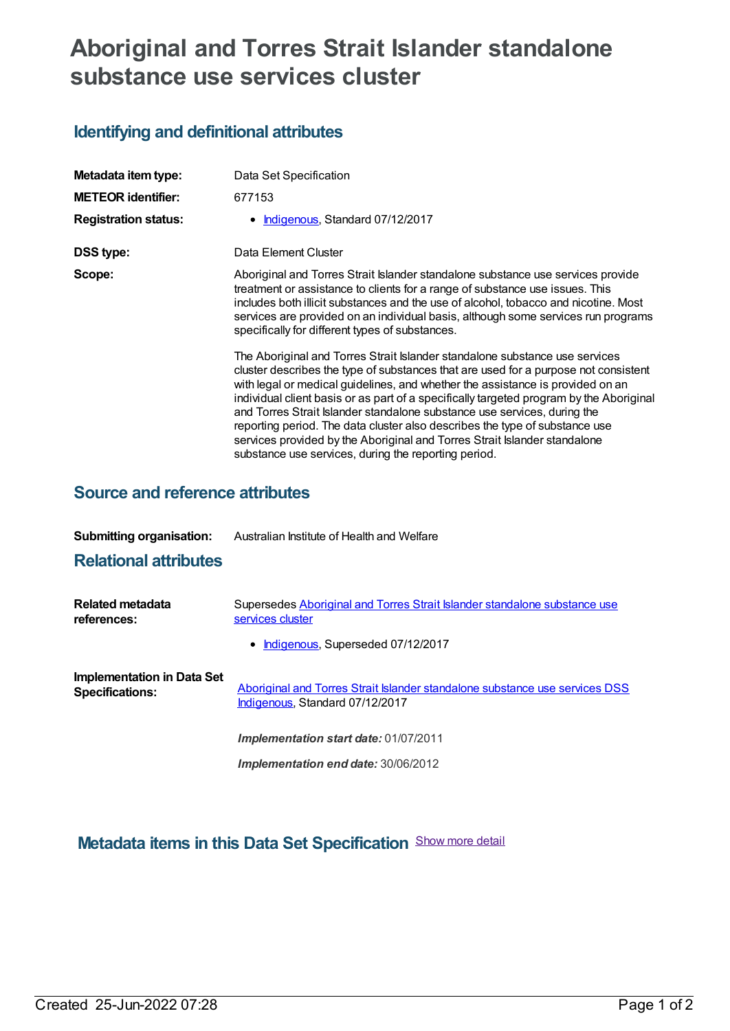# Aboriginal and Torres Strait Islander standalone substance use services cluster

## Identifying and definitional attributes

**Metadata item type:** Data Set Specification

**METEOR identifier:** 677153

**Registration status:**

- Indigenous, Standard 07/12/2017

**DSS type:** Data Element Cluster

**Scope:** Aboriginal and Torres Strait Islander standalone substance use services provide treatment or assistance to clients for a range of substance use issues. This includes both illicit substances and the use of alcohol, tobacco and nicotine. Most services are provided on an individual basis, although some services run programs specifically for different types of substances.

The Aboriginal and Torres Strait Islander standalone substance use services cluster describes the type of substances that are used for a purpose not consistent with legal or medical guidelines, and whether the assistance is provided on an individual client basis or as part of a specifically targeted program by the Aboriginal and Torres Strait Islander standalone substance use services, during the reporting period. The data cluster also describes the type of substance use services provided by the Aboriginal and Torres Strait Islander standalone substance use services, during the reporting period.

## Source and reference attributes

**Submitting organisation:** Australian Institute of Health and Welfare

## Relational attributes

**Related metadata references:** Supersedes Aboriginal and Torres Strait Islander standalone substance use services cluster

- Indigenous, Superseded 07/12/2017

**Implementation in Data Set Specifications:** Aboriginal and Torres Strait Islander standalone substance use services DSS Indigenous, Standard 07/12/2017

*Implementation start date:* 01/07/2011

*Implementation end date:* 30/06/2012

## Metadata items in this Data Set Specification

Show more detail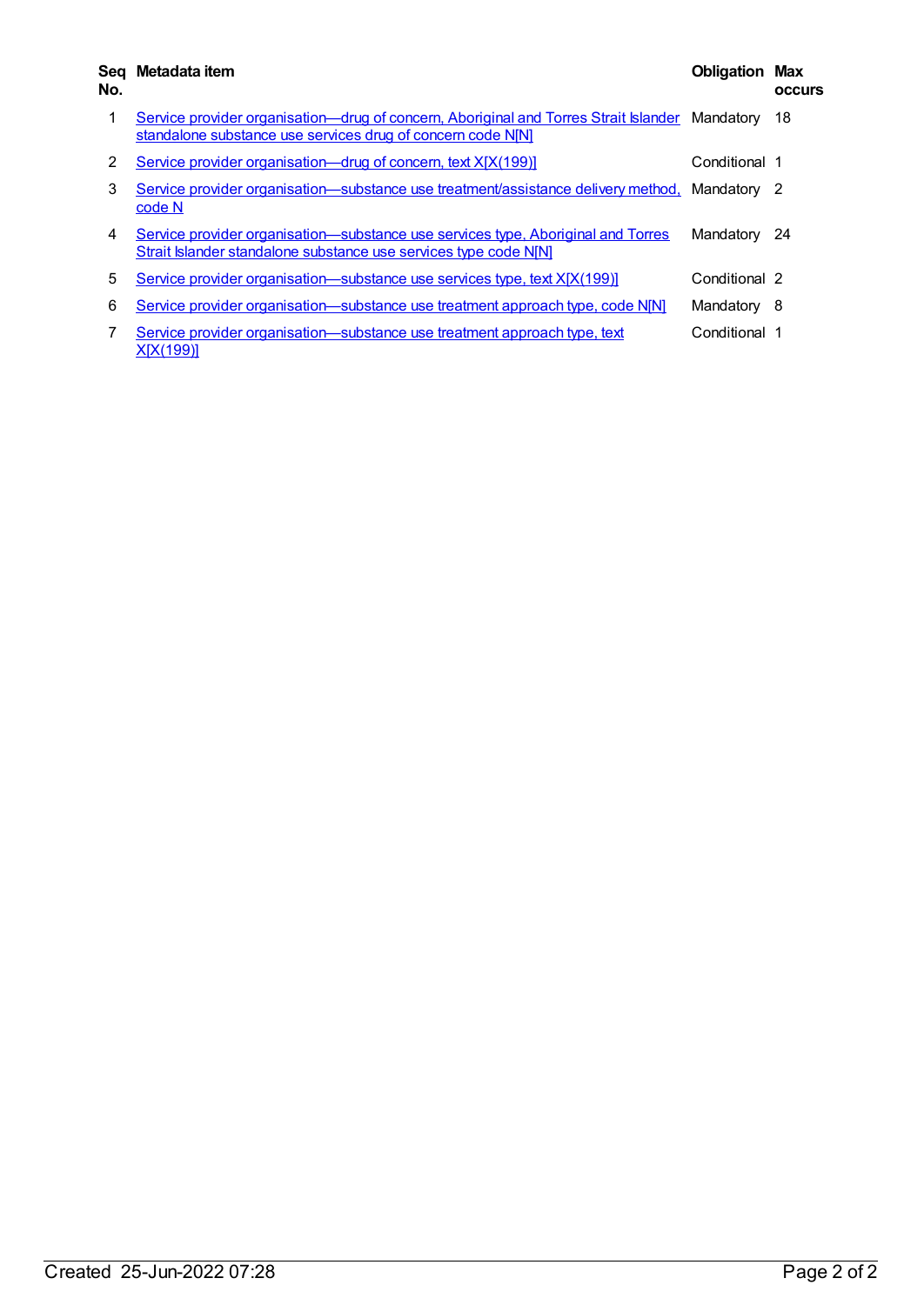| Seq No. | Metadata item | Obligation | Max occurs |
|---|---|---|---|
| 1 | Service provider organisation—drug of concern, Aboriginal and Torres Strait Islander standalone substance use services drug of concern code N[N] | Mandatory | 18 |
| 2 | Service provider organisation—drug of concern, text X[X(199)] | Conditional | 1 |
| 3 | Service provider organisation—substance use treatment/assistance delivery method, code N | Mandatory | 2 |
| 4 | Service provider organisation—substance use services type, Aboriginal and Torres Strait Islander standalone substance use services type code N[N] | Mandatory | 24 |
| 5 | Service provider organisation—substance use services type, text X[X(199)] | Conditional | 2 |
| 6 | Service provider organisation—substance use treatment approach type, code N[N] | Mandatory | 8 |
| 7 | Service provider organisation—substance use treatment approach type, text X[X(199)] | Conditional | 1 |